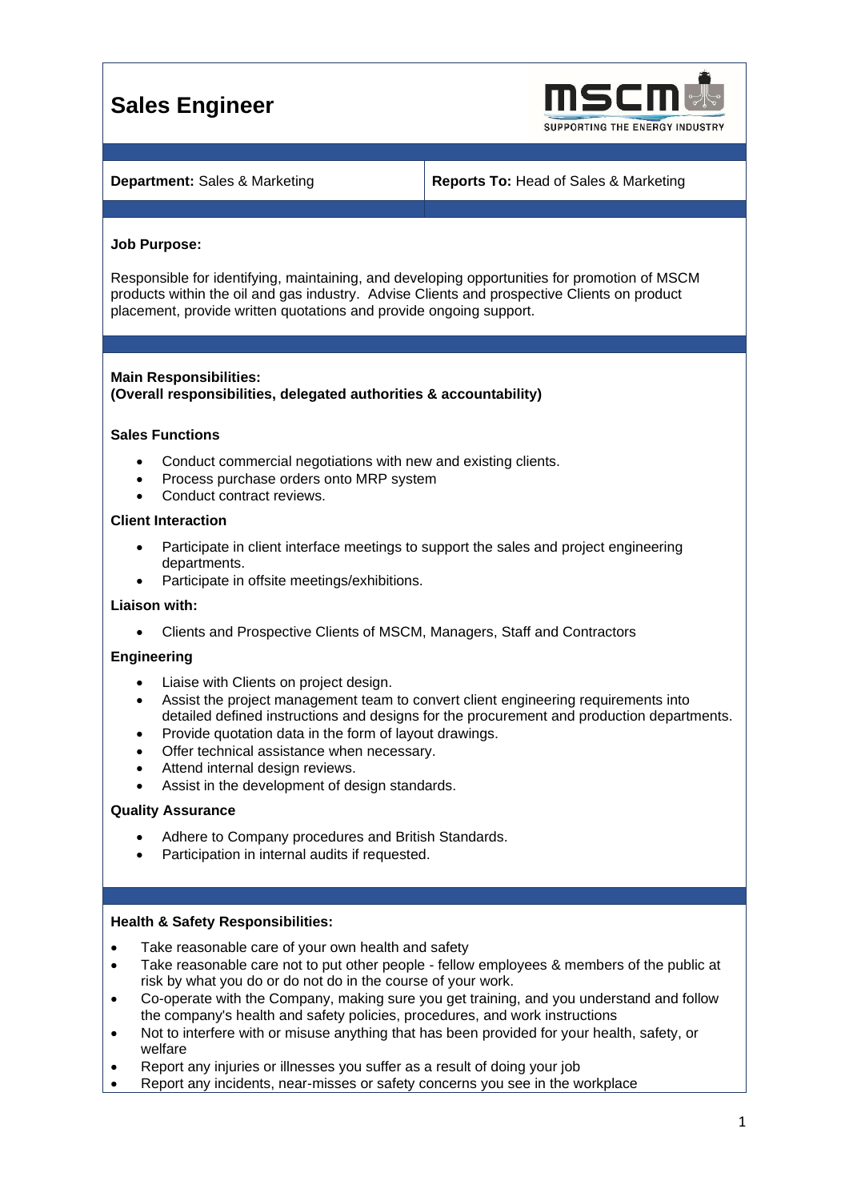# Sales Engineer

| **Department:** Sales & Marketing | **Reports To:** Head of Sales & Marketing |
|---|---|

**Job Purpose:**

Responsible for identifying, maintaining, and developing opportunities for promotion of MSCM products within the oil and gas industry. Advise Clients and prospective Clients on product placement, provide written quotations and provide ongoing support.

**Main Responsibilities:**
**(Overall responsibilities, delegated authorities & accountability)**

**Sales Functions**

- Conduct commercial negotiations with new and existing clients.
- Process purchase orders onto MRP system
- Conduct contract reviews.

**Client Interaction**

- Participate in client interface meetings to support the sales and project engineering departments.
- Participate in offsite meetings/exhibitions.

**Liaison with:**

- Clients and Prospective Clients of MSCM, Managers, Staff and Contractors

**Engineering**

- Liaise with Clients on project design.
- Assist the project management team to convert client engineering requirements into detailed defined instructions and designs for the procurement and production departments.
- Provide quotation data in the form of layout drawings.
- Offer technical assistance when necessary.
- Attend internal design reviews.
- Assist in the development of design standards.

**Quality Assurance**

- Adhere to Company procedures and British Standards.
- Participation in internal audits if requested.

**Health & Safety Responsibilities:**

- Take reasonable care of your own health and safety
- Take reasonable care not to put other people - fellow employees & members of the public at risk by what you do or do not do in the course of your work.
- Co-operate with the Company, making sure you get training, and you understand and follow the company's health and safety policies, procedures, and work instructions
- Not to interfere with or misuse anything that has been provided for your health, safety, or welfare
- Report any injuries or illnesses you suffer as a result of doing your job
- Report any incidents, near-misses or safety concerns you see in the workplace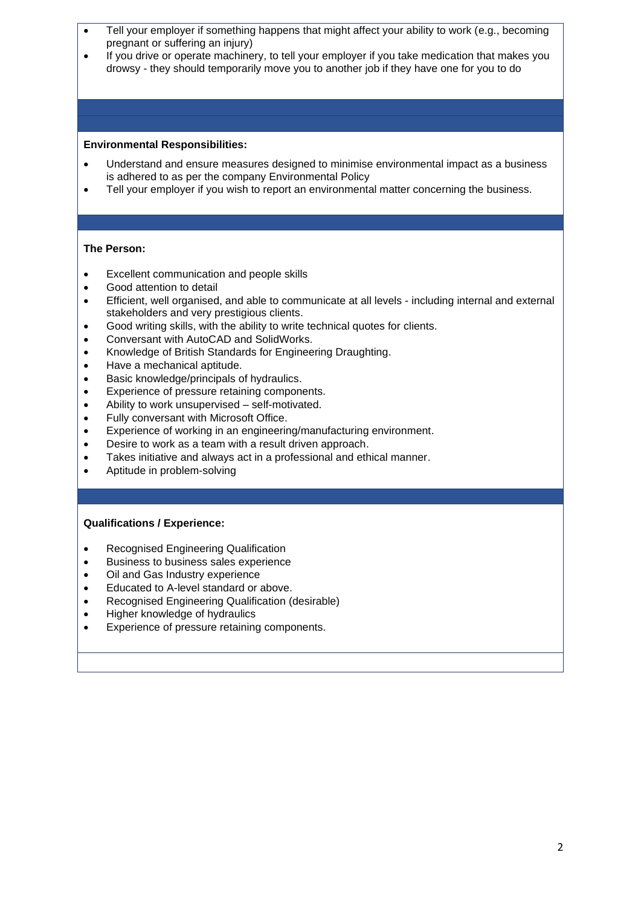- Tell your employer if something happens that might affect your ability to work (e.g., becoming pregnant or suffering an injury)
- If you drive or operate machinery, to tell your employer if you take medication that makes you drowsy - they should temporarily move you to another job if they have one for you to do

**Environmental Responsibilities:**

- Understand and ensure measures designed to minimise environmental impact as a business is adhered to as per the company Environmental Policy
- Tell your employer if you wish to report an environmental matter concerning the business.

**The Person:**

- Excellent communication and people skills
- Good attention to detail
- Efficient, well organised, and able to communicate at all levels - including internal and external stakeholders and very prestigious clients.
- Good writing skills, with the ability to write technical quotes for clients.
- Conversant with AutoCAD and SolidWorks.
- Knowledge of British Standards for Engineering Draughting.
- Have a mechanical aptitude.
- Basic knowledge/principals of hydraulics.
- Experience of pressure retaining components.
- Ability to work unsupervised – self-motivated.
- Fully conversant with Microsoft Office.
- Experience of working in an engineering/manufacturing environment.
- Desire to work as a team with a result driven approach.
- Takes initiative and always act in a professional and ethical manner.
- Aptitude in problem-solving

**Qualifications / Experience:**

- Recognised Engineering Qualification
- Business to business sales experience
- Oil and Gas Industry experience
- Educated to A-level standard or above.
- Recognised Engineering Qualification (desirable)
- Higher knowledge of hydraulics
- Experience of pressure retaining components.